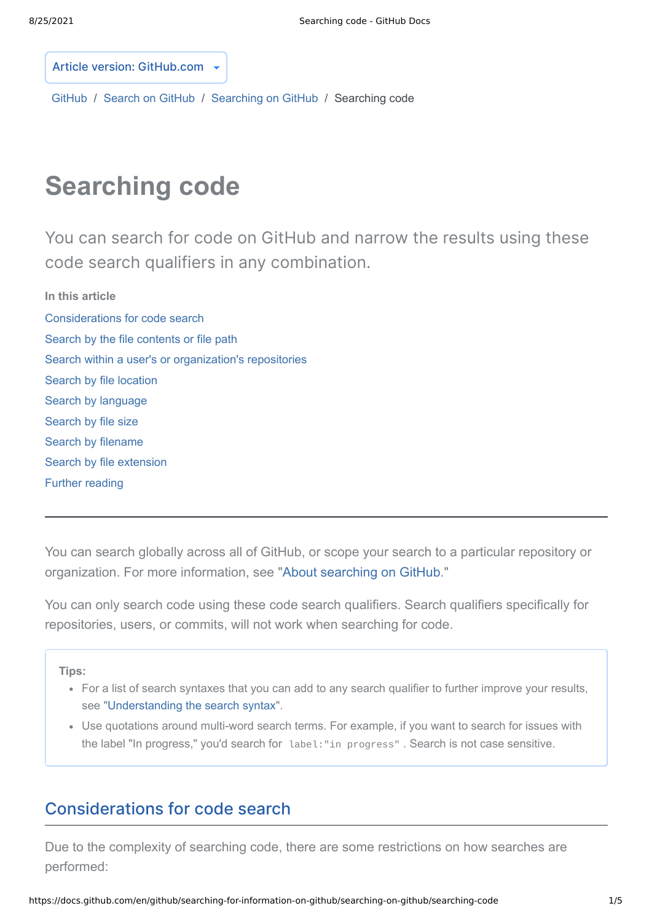Article version: GitHub.com

GitHub / Search on GitHub / Searching on GitHub / Searching code

# Searching code

You can search for code on GitHub and narrow the results using these code search qualifiers in any combination.

**In this article**

- Considerations for code search
- Search by the file contents or file path
- Search within a user's or organization's repositories
- Search by file location
- Search by language
- Search by file size
- Search by filename
- Search by file extension
- Further reading

---

You can search globally across all of GitHub, or scope your search to a particular repository or organization. For more information, see "About searching on GitHub."

You can only search code using these code search qualifiers. Search qualifiers specifically for repositories, users, or commits, will not work when searching for code.

> **Tips:**
> - For a list of search syntaxes that you can add to any search qualifier to further improve your results, see "Understanding the search syntax".
> - Use quotations around multi-word search terms. For example, if you want to search for issues with the label "In progress," you'd search for `label:"in progress"`. Search is not case sensitive.

## Considerations for code search

Due to the complexity of searching code, there are some restrictions on how searches are performed: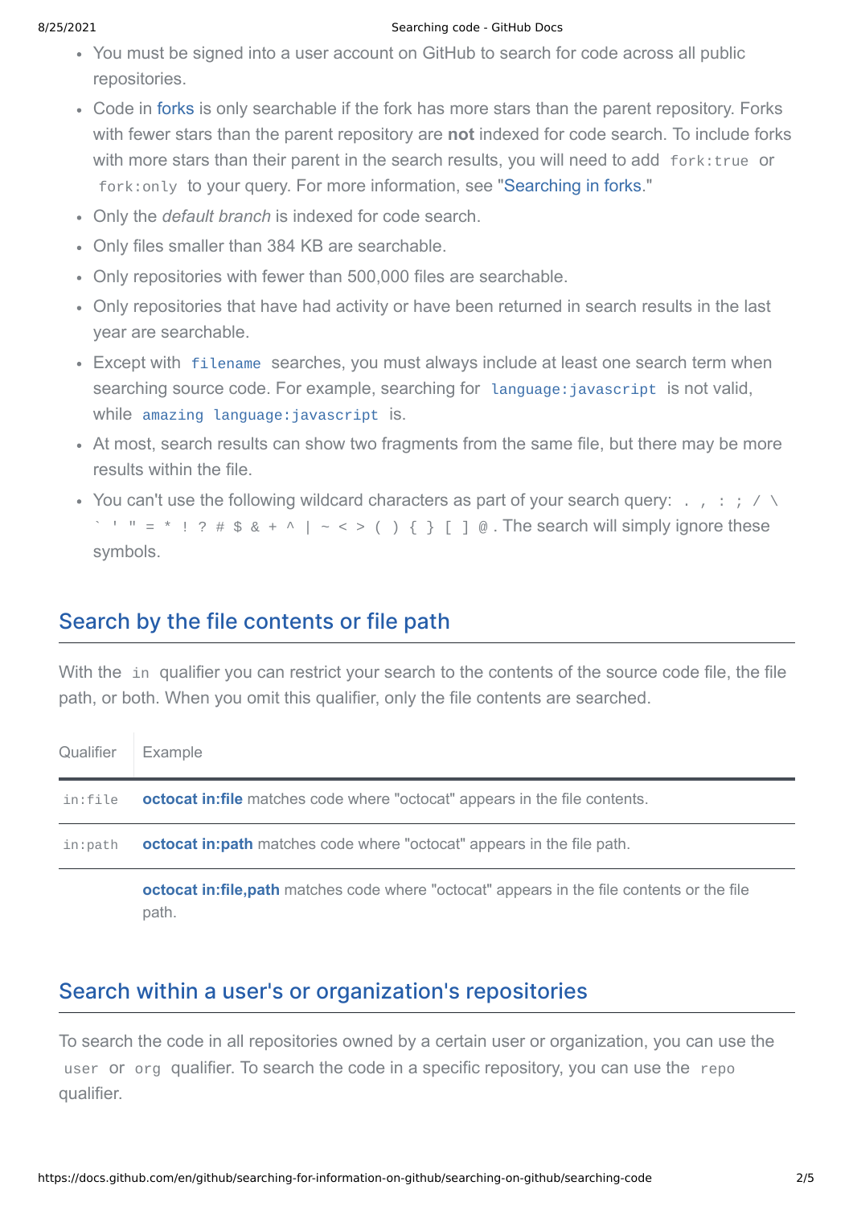- You must be signed into a user account on GitHub to search for code across all public repositories.
- Code in forks is only searchable if the fork has more stars than the parent repository. Forks with fewer stars than the parent repository are **not** indexed for code search. To include forks with more stars than their parent in the search results, you will need to add `fork:true` or `fork:only` to your query. For more information, see "Searching in forks."
- Only the *default branch* is indexed for code search.
- Only files smaller than 384 KB are searchable.
- Only repositories with fewer than 500,000 files are searchable.
- Only repositories that have had activity or have been returned in search results in the last year are searchable.
- Except with `filename` searches, you must always include at least one search term when searching source code. For example, searching for `language:javascript` is not valid, while `amazing language:javascript` is.
- At most, search results can show two fragments from the same file, but there may be more results within the file.
- You can't use the following wildcard characters as part of your search query: `. , : ; / \ ` ' " = * ! ? # $ & + ^ | ~ < > ( ) { } [ ] @`. The search will simply ignore these symbols.

## Search by the file contents or file path

With the `in` qualifier you can restrict your search to the contents of the source code file, the file path, or both. When you omit this qualifier, only the file contents are searched.

| Qualifier | Example |
|---|---|
| `in:file` | **octocat in:file** matches code where "octocat" appears in the file contents. |
| `in:path` | **octocat in:path** matches code where "octocat" appears in the file path. |
| | **octocat in:file,path** matches code where "octocat" appears in the file contents or the file path. |

## Search within a user's or organization's repositories

To search the code in all repositories owned by a certain user or organization, you can use the `user` or `org` qualifier. To search the code in a specific repository, you can use the `repo` qualifier.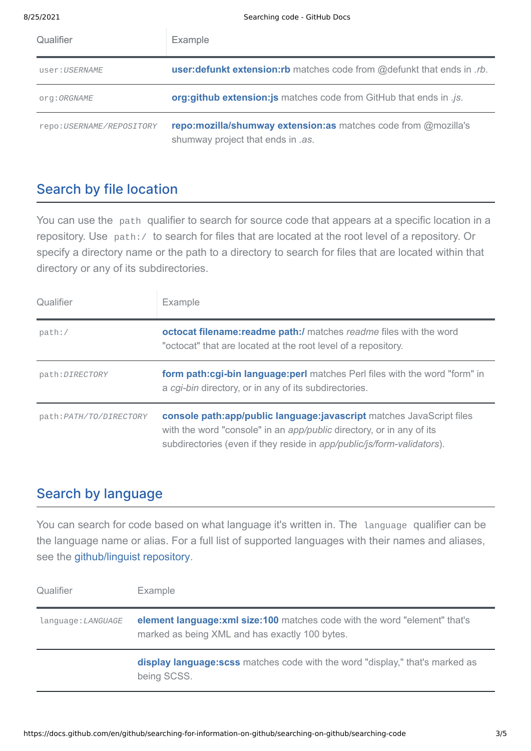| Qualifier | Example |
|---|---|
| `user:USERNAME` | **user:defunkt extension:rb** matches code from @defunkt that ends in *.rb*. |
| `org:ORGNAME` | **org:github extension:js** matches code from GitHub that ends in *.js*. |
| `repo:USERNAME/REPOSITORY` | **repo:mozilla/shumway extension:as** matches code from @mozilla's shumway project that ends in *.as*. |

## Search by file location

You can use the `path` qualifier to search for source code that appears at a specific location in a repository. Use `path:/` to search for files that are located at the root level of a repository. Or specify a directory name or the path to a directory to search for files that are located within that directory or any of its subdirectories.

| Qualifier | Example |
|---|---|
| `path:/` | **octocat filename:readme path:/** matches *readme* files with the word "octocat" that are located at the root level of a repository. |
| `path:DIRECTORY` | **form path:cgi-bin language:perl** matches Perl files with the word "form" in a *cgi-bin* directory, or in any of its subdirectories. |
| `path:PATH/TO/DIRECTORY` | **console path:app/public language:javascript** matches JavaScript files with the word "console" in an *app/public* directory, or in any of its subdirectories (even if they reside in *app/public/js/form-validators*). |

## Search by language

You can search for code based on what language it's written in. The `language` qualifier can be the language name or alias. For a full list of supported languages with their names and aliases, see the github/linguist repository.

| Qualifier | Example |
|---|---|
| `language:LANGUAGE` | **element language:xml size:100** matches code with the word "element" that's marked as being XML and has exactly 100 bytes. |
| | **display language:scss** matches code with the word "display," that's marked as being SCSS. |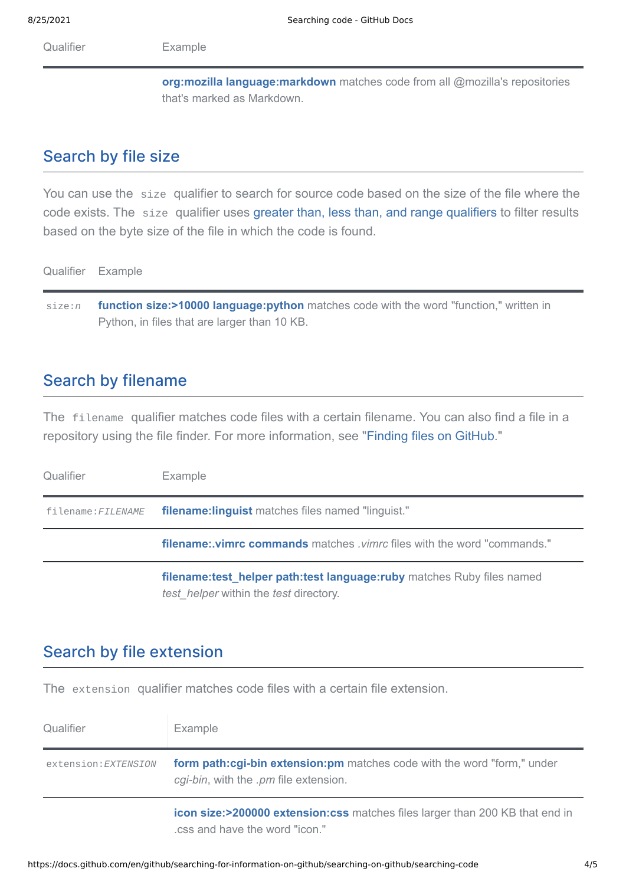| Qualifier | Example |
| --- | --- |
| | **org:mozilla language:markdown** matches code from all @mozilla's repositories that's marked as Markdown. |

## Search by file size

You can use the `size` qualifier to search for source code based on the size of the file where the code exists. The `size` qualifier uses greater than, less than, and range qualifiers to filter results based on the byte size of the file in which the code is found.

| Qualifier | Example |
| --- | --- |
| `size:n` | **function size:>10000 language:python** matches code with the word "function," written in Python, in files that are larger than 10 KB. |

## Search by filename

The `filename` qualifier matches code files with a certain filename. You can also find a file in a repository using the file finder. For more information, see "Finding files on GitHub."

| Qualifier | Example |
| --- | --- |
| `filename:FILENAME` | **filename:linguist** matches files named "linguist." |
| | **filename:.vimrc commands** matches *.vimrc* files with the word "commands." |
| | **filename:test_helper path:test language:ruby** matches Ruby files named *test_helper* within the *test* directory. |

## Search by file extension

The `extension` qualifier matches code files with a certain file extension.

| Qualifier | Example |
| --- | --- |
| `extension:EXTENSION` | **form path:cgi-bin extension:pm** matches code with the word "form," under *cgi-bin*, with the *.pm* file extension. |
| | **icon size:>200000 extension:css** matches files larger than 200 KB that end in .css and have the word "icon." |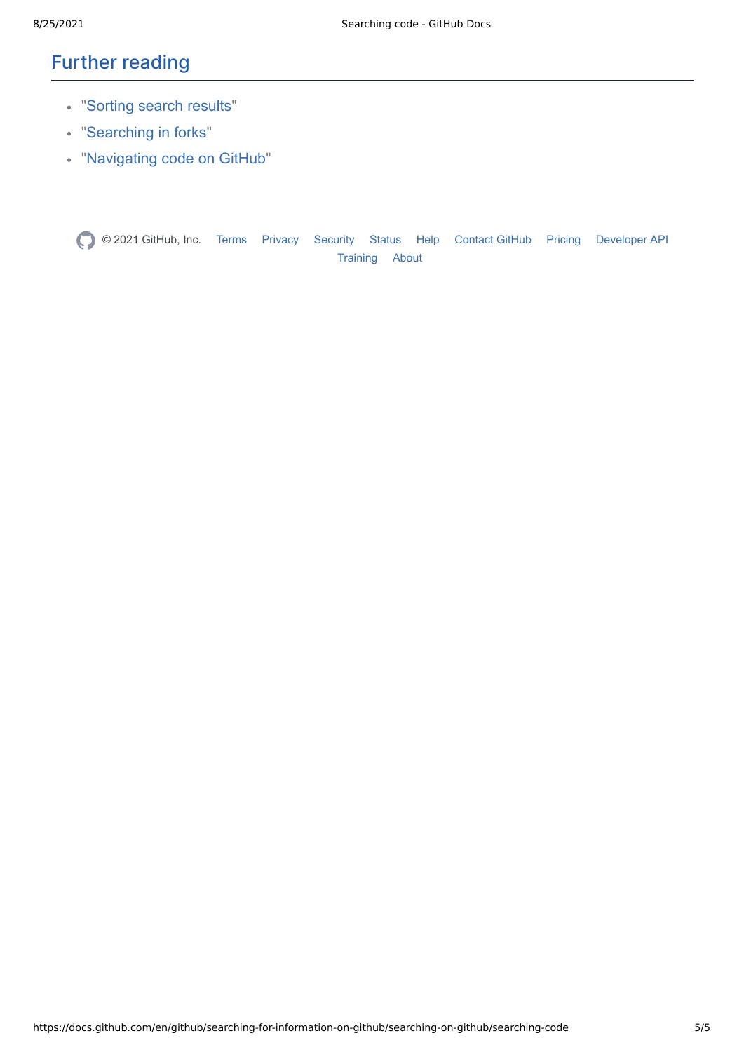## Further reading

- "Sorting search results"
- "Searching in forks"
- "Navigating code on GitHub"

© 2021 GitHub, Inc. Terms Privacy Security Status Help Contact GitHub Pricing Developer API Training About